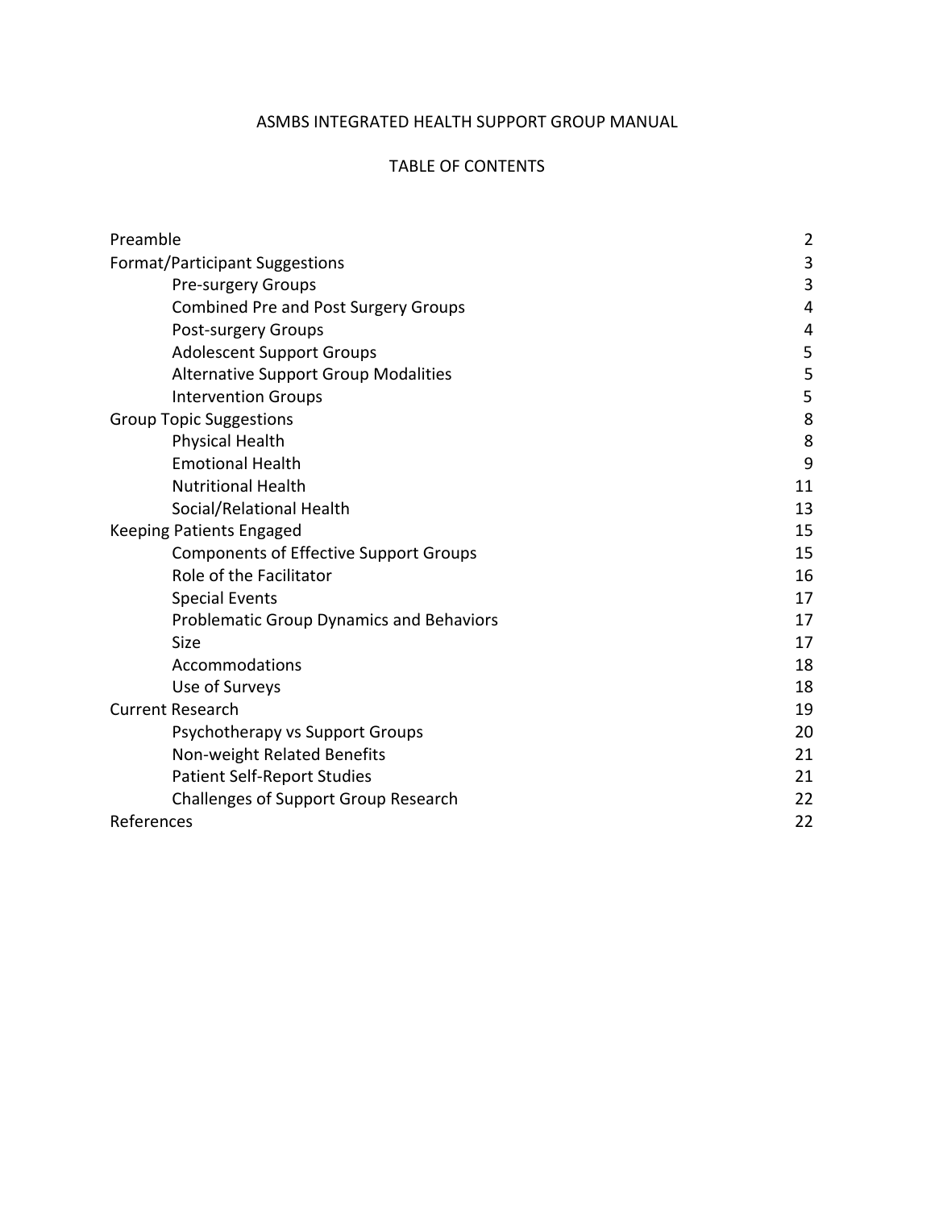# ASMBS INTEGRATED HEALTH SUPPORT GROUP MANUAL

## TABLE OF CONTENTS

| | |
|---|---|
| Preamble | 2 |
| Format/Participant Suggestions | 3 |
| &nbsp;&nbsp;&nbsp;&nbsp;Pre-surgery Groups | 3 |
| &nbsp;&nbsp;&nbsp;&nbsp;Combined Pre and Post Surgery Groups | 4 |
| &nbsp;&nbsp;&nbsp;&nbsp;Post-surgery Groups | 4 |
| &nbsp;&nbsp;&nbsp;&nbsp;Adolescent Support Groups | 5 |
| &nbsp;&nbsp;&nbsp;&nbsp;Alternative Support Group Modalities | 5 |
| &nbsp;&nbsp;&nbsp;&nbsp;Intervention Groups | 5 |
| Group Topic Suggestions | 8 |
| &nbsp;&nbsp;&nbsp;&nbsp;Physical Health | 8 |
| &nbsp;&nbsp;&nbsp;&nbsp;Emotional Health | 9 |
| &nbsp;&nbsp;&nbsp;&nbsp;Nutritional Health | 11 |
| &nbsp;&nbsp;&nbsp;&nbsp;Social/Relational Health | 13 |
| Keeping Patients Engaged | 15 |
| &nbsp;&nbsp;&nbsp;&nbsp;Components of Effective Support Groups | 15 |
| &nbsp;&nbsp;&nbsp;&nbsp;Role of the Facilitator | 16 |
| &nbsp;&nbsp;&nbsp;&nbsp;Special Events | 17 |
| &nbsp;&nbsp;&nbsp;&nbsp;Problematic Group Dynamics and Behaviors | 17 |
| &nbsp;&nbsp;&nbsp;&nbsp;Size | 17 |
| &nbsp;&nbsp;&nbsp;&nbsp;Accommodations | 18 |
| &nbsp;&nbsp;&nbsp;&nbsp;Use of Surveys | 18 |
| Current Research | 19 |
| &nbsp;&nbsp;&nbsp;&nbsp;Psychotherapy vs Support Groups | 20 |
| &nbsp;&nbsp;&nbsp;&nbsp;Non-weight Related Benefits | 21 |
| &nbsp;&nbsp;&nbsp;&nbsp;Patient Self-Report Studies | 21 |
| &nbsp;&nbsp;&nbsp;&nbsp;Challenges of Support Group Research | 22 |
| References | 22 |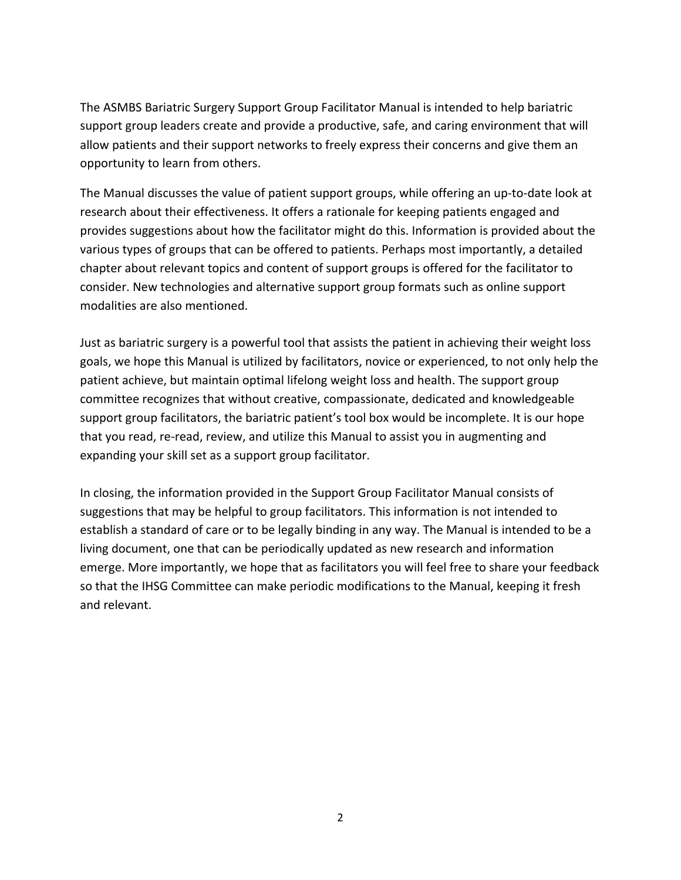The ASMBS Bariatric Surgery Support Group Facilitator Manual is intended to help bariatric support group leaders create and provide a productive, safe, and caring environment that will allow patients and their support networks to freely express their concerns and give them an opportunity to learn from others.

The Manual discusses the value of patient support groups, while offering an up-to-date look at research about their effectiveness. It offers a rationale for keeping patients engaged and provides suggestions about how the facilitator might do this. Information is provided about the various types of groups that can be offered to patients. Perhaps most importantly, a detailed chapter about relevant topics and content of support groups is offered for the facilitator to consider. New technologies and alternative support group formats such as online support modalities are also mentioned.

Just as bariatric surgery is a powerful tool that assists the patient in achieving their weight loss goals, we hope this Manual is utilized by facilitators, novice or experienced, to not only help the patient achieve, but maintain optimal lifelong weight loss and health. The support group committee recognizes that without creative, compassionate, dedicated and knowledgeable support group facilitators, the bariatric patient's tool box would be incomplete. It is our hope that you read, re-read, review, and utilize this Manual to assist you in augmenting and expanding your skill set as a support group facilitator.

In closing, the information provided in the Support Group Facilitator Manual consists of suggestions that may be helpful to group facilitators. This information is not intended to establish a standard of care or to be legally binding in any way. The Manual is intended to be a living document, one that can be periodically updated as new research and information emerge. More importantly, we hope that as facilitators you will feel free to share your feedback so that the IHSG Committee can make periodic modifications to the Manual, keeping it fresh and relevant.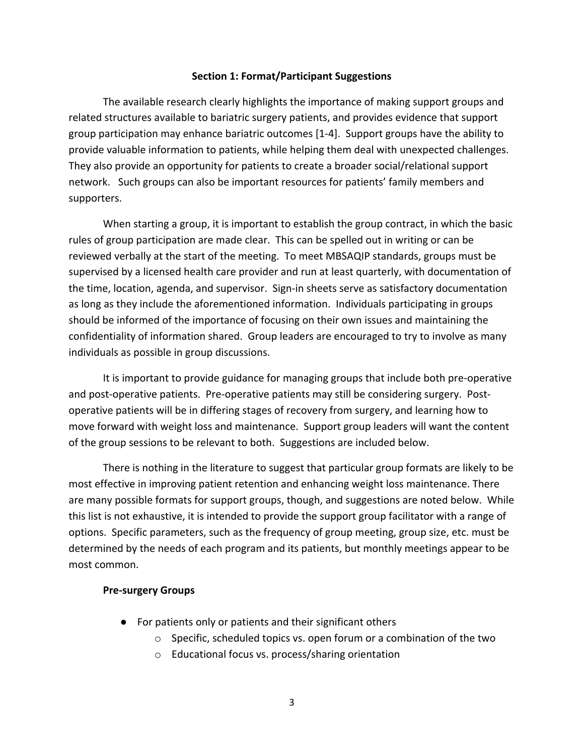## Section 1: Format/Participant Suggestions

The available research clearly highlights the importance of making support groups and related structures available to bariatric surgery patients, and provides evidence that support group participation may enhance bariatric outcomes [1-4]. Support groups have the ability to provide valuable information to patients, while helping them deal with unexpected challenges. They also provide an opportunity for patients to create a broader social/relational support network. Such groups can also be important resources for patients' family members and supporters.

When starting a group, it is important to establish the group contract, in which the basic rules of group participation are made clear. This can be spelled out in writing or can be reviewed verbally at the start of the meeting. To meet MBSAQIP standards, groups must be supervised by a licensed health care provider and run at least quarterly, with documentation of the time, location, agenda, and supervisor. Sign-in sheets serve as satisfactory documentation as long as they include the aforementioned information. Individuals participating in groups should be informed of the importance of focusing on their own issues and maintaining the confidentiality of information shared. Group leaders are encouraged to try to involve as many individuals as possible in group discussions.

It is important to provide guidance for managing groups that include both pre-operative and post-operative patients. Pre-operative patients may still be considering surgery. Post-operative patients will be in differing stages of recovery from surgery, and learning how to move forward with weight loss and maintenance. Support group leaders will want the content of the group sessions to be relevant to both. Suggestions are included below.

There is nothing in the literature to suggest that particular group formats are likely to be most effective in improving patient retention and enhancing weight loss maintenance. There are many possible formats for support groups, though, and suggestions are noted below. While this list is not exhaustive, it is intended to provide the support group facilitator with a range of options. Specific parameters, such as the frequency of group meeting, group size, etc. must be determined by the needs of each program and its patients, but monthly meetings appear to be most common.

**Pre-surgery Groups**

- For patients only or patients and their significant others
    - Specific, scheduled topics vs. open forum or a combination of the two
    - Educational focus vs. process/sharing orientation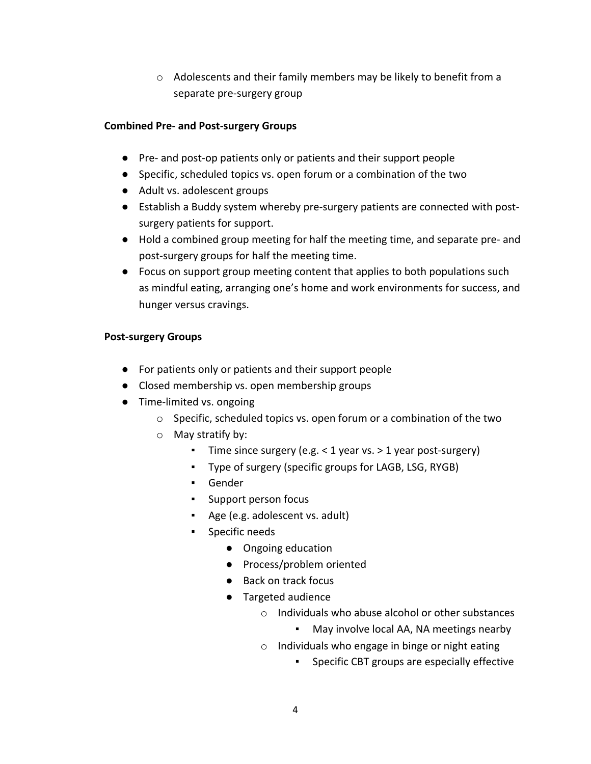- Adolescents and their family members may be likely to benefit from a separate pre-surgery group

**Combined Pre- and Post-surgery Groups**

- Pre- and post-op patients only or patients and their support people
- Specific, scheduled topics vs. open forum or a combination of the two
- Adult vs. adolescent groups
- Establish a Buddy system whereby pre-surgery patients are connected with post-surgery patients for support.
- Hold a combined group meeting for half the meeting time, and separate pre- and post-surgery groups for half the meeting time.
- Focus on support group meeting content that applies to both populations such as mindful eating, arranging one's home and work environments for success, and hunger versus cravings.

**Post-surgery Groups**

- For patients only or patients and their support people
- Closed membership vs. open membership groups
- Time-limited vs. ongoing
  - Specific, scheduled topics vs. open forum or a combination of the two
  - May stratify by:
    - Time since surgery (e.g. < 1 year vs. > 1 year post-surgery)
    - Type of surgery (specific groups for LAGB, LSG, RYGB)
    - Gender
    - Support person focus
    - Age (e.g. adolescent vs. adult)
    - Specific needs
      - Ongoing education
      - Process/problem oriented
      - Back on track focus
      - Targeted audience
        - Individuals who abuse alcohol or other substances
          - May involve local AA, NA meetings nearby
        - Individuals who engage in binge or night eating
          - Specific CBT groups are especially effective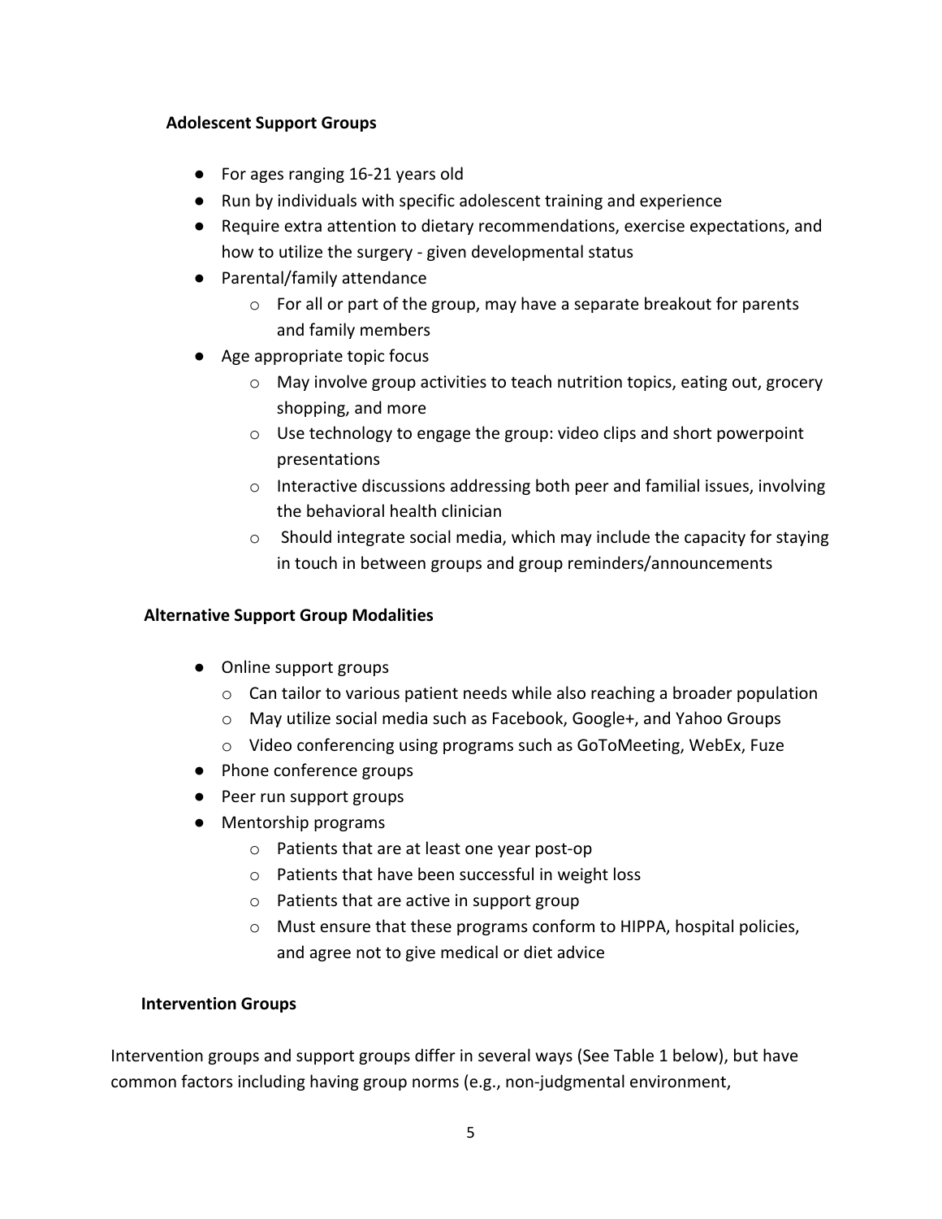**Adolescent Support Groups**

- For ages ranging 16-21 years old
- Run by individuals with specific adolescent training and experience
- Require extra attention to dietary recommendations, exercise expectations, and how to utilize the surgery - given developmental status
- Parental/family attendance
  - For all or part of the group, may have a separate breakout for parents and family members
- Age appropriate topic focus
  - May involve group activities to teach nutrition topics, eating out, grocery shopping, and more
  - Use technology to engage the group: video clips and short powerpoint presentations
  - Interactive discussions addressing both peer and familial issues, involving the behavioral health clinician
  - Should integrate social media, which may include the capacity for staying in touch in between groups and group reminders/announcements

**Alternative Support Group Modalities**

- Online support groups
  - Can tailor to various patient needs while also reaching a broader population
  - May utilize social media such as Facebook, Google+, and Yahoo Groups
  - Video conferencing using programs such as GoToMeeting, WebEx, Fuze
- Phone conference groups
- Peer run support groups
- Mentorship programs
  - Patients that are at least one year post-op
  - Patients that have been successful in weight loss
  - Patients that are active in support group
  - Must ensure that these programs conform to HIPPA, hospital policies, and agree not to give medical or diet advice

**Intervention Groups**

Intervention groups and support groups differ in several ways (See Table 1 below), but have common factors including having group norms (e.g., non-judgmental environment,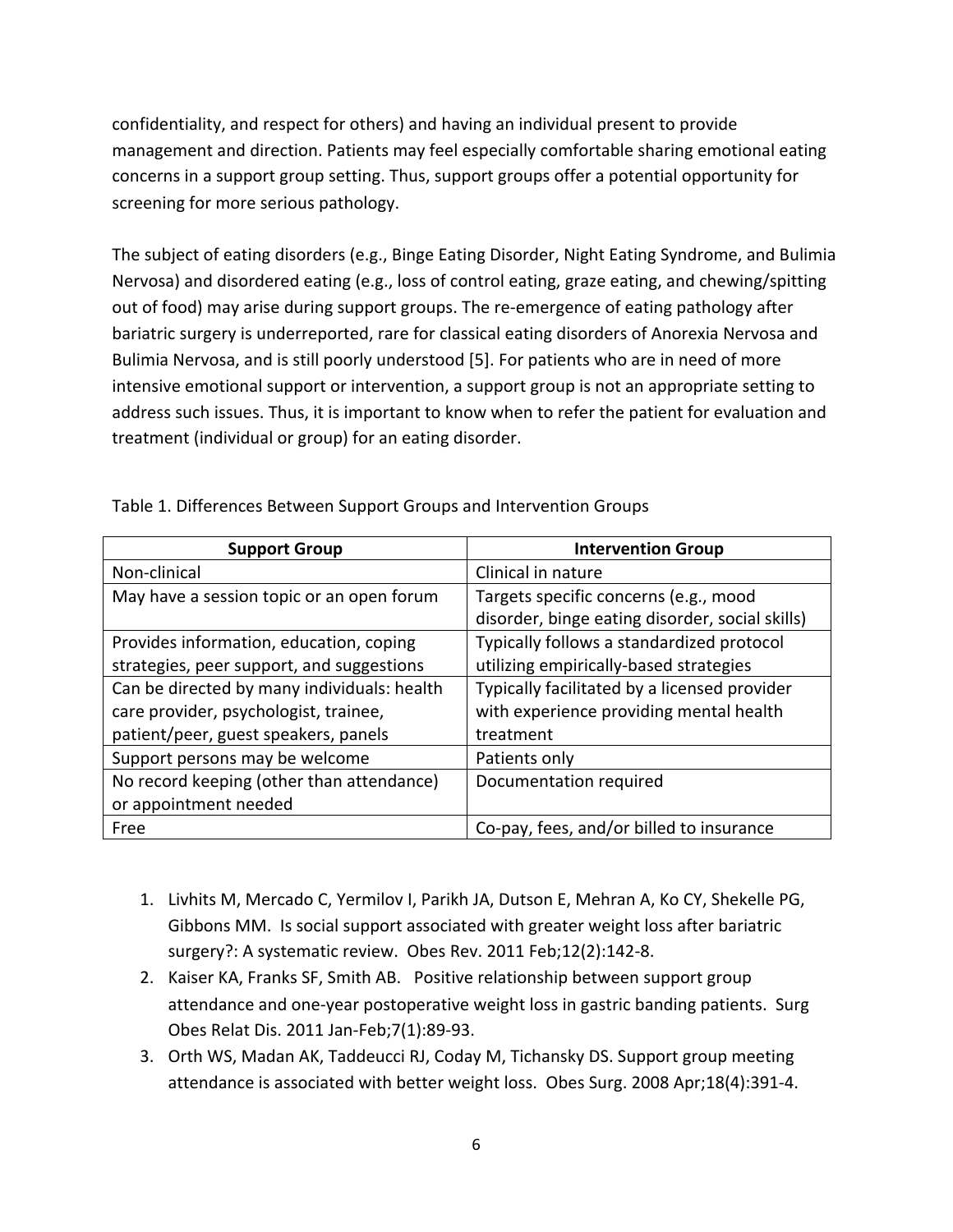confidentiality, and respect for others) and having an individual present to provide management and direction. Patients may feel especially comfortable sharing emotional eating concerns in a support group setting. Thus, support groups offer a potential opportunity for screening for more serious pathology.

The subject of eating disorders (e.g., Binge Eating Disorder, Night Eating Syndrome, and Bulimia Nervosa) and disordered eating (e.g., loss of control eating, graze eating, and chewing/spitting out of food) may arise during support groups. The re-emergence of eating pathology after bariatric surgery is underreported, rare for classical eating disorders of Anorexia Nervosa and Bulimia Nervosa, and is still poorly understood [5]. For patients who are in need of more intensive emotional support or intervention, a support group is not an appropriate setting to address such issues. Thus, it is important to know when to refer the patient for evaluation and treatment (individual or group) for an eating disorder.

Table 1. Differences Between Support Groups and Intervention Groups

| Support Group | Intervention Group |
| --- | --- |
| Non-clinical | Clinical in nature |
| May have a session topic or an open forum | Targets specific concerns (e.g., mood disorder, binge eating disorder, social skills) |
| Provides information, education, coping strategies, peer support, and suggestions | Typically follows a standardized protocol utilizing empirically-based strategies |
| Can be directed by many individuals: health care provider, psychologist, trainee, patient/peer, guest speakers, panels | Typically facilitated by a licensed provider with experience providing mental health treatment |
| Support persons may be welcome | Patients only |
| No record keeping (other than attendance) or appointment needed | Documentation required |
| Free | Co-pay, fees, and/or billed to insurance |

1. Livhits M, Mercado C, Yermilov I, Parikh JA, Dutson E, Mehran A, Ko CY, Shekelle PG, Gibbons MM. Is social support associated with greater weight loss after bariatric surgery?: A systematic review. Obes Rev. 2011 Feb;12(2):142-8.
2. Kaiser KA, Franks SF, Smith AB. Positive relationship between support group attendance and one-year postoperative weight loss in gastric banding patients. Surg Obes Relat Dis. 2011 Jan-Feb;7(1):89-93.
3. Orth WS, Madan AK, Taddeucci RJ, Coday M, Tichansky DS. Support group meeting attendance is associated with better weight loss. Obes Surg. 2008 Apr;18(4):391-4.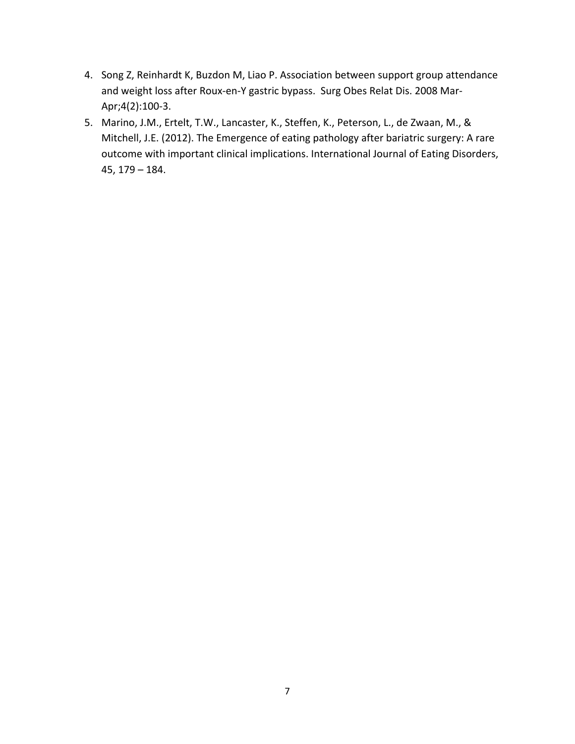4. Song Z, Reinhardt K, Buzdon M, Liao P. Association between support group attendance and weight loss after Roux-en-Y gastric bypass. Surg Obes Relat Dis. 2008 Mar-Apr;4(2):100-3.
5. Marino, J.M., Ertelt, T.W., Lancaster, K., Steffen, K., Peterson, L., de Zwaan, M., & Mitchell, J.E. (2012). The Emergence of eating pathology after bariatric surgery: A rare outcome with important clinical implications. International Journal of Eating Disorders, 45, 179 – 184.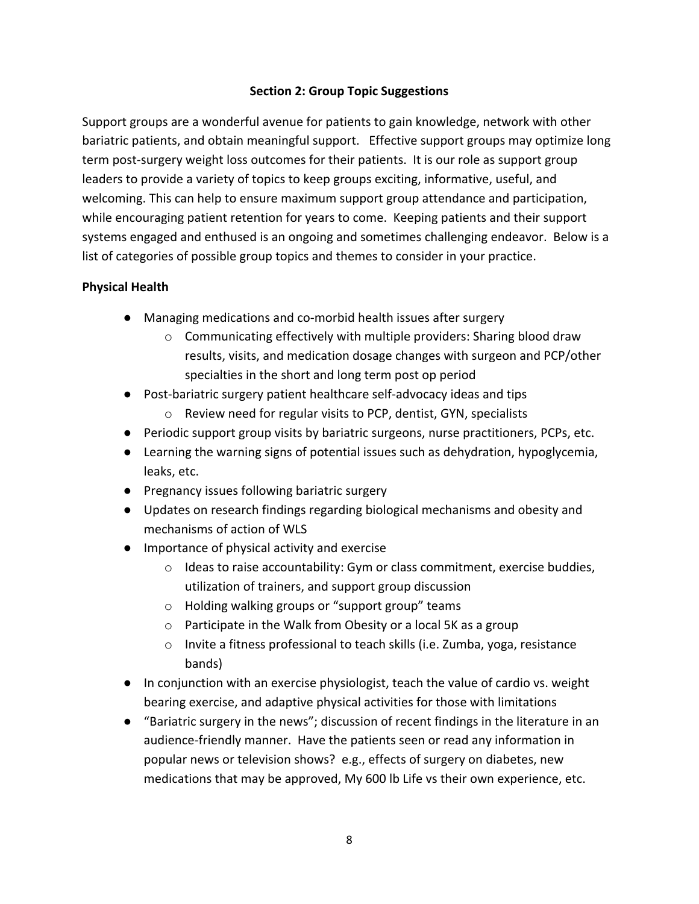## Section 2: Group Topic Suggestions

Support groups are a wonderful avenue for patients to gain knowledge, network with other bariatric patients, and obtain meaningful support. Effective support groups may optimize long term post-surgery weight loss outcomes for their patients. It is our role as support group leaders to provide a variety of topics to keep groups exciting, informative, useful, and welcoming. This can help to ensure maximum support group attendance and participation, while encouraging patient retention for years to come. Keeping patients and their support systems engaged and enthused is an ongoing and sometimes challenging endeavor. Below is a list of categories of possible group topics and themes to consider in your practice.

### Physical Health

- Managing medications and co-morbid health issues after surgery
  - Communicating effectively with multiple providers: Sharing blood draw results, visits, and medication dosage changes with surgeon and PCP/other specialties in the short and long term post op period
- Post-bariatric surgery patient healthcare self-advocacy ideas and tips
  - Review need for regular visits to PCP, dentist, GYN, specialists
- Periodic support group visits by bariatric surgeons, nurse practitioners, PCPs, etc.
- Learning the warning signs of potential issues such as dehydration, hypoglycemia, leaks, etc.
- Pregnancy issues following bariatric surgery
- Updates on research findings regarding biological mechanisms and obesity and mechanisms of action of WLS
- Importance of physical activity and exercise
  - Ideas to raise accountability: Gym or class commitment, exercise buddies, utilization of trainers, and support group discussion
  - Holding walking groups or "support group" teams
  - Participate in the Walk from Obesity or a local 5K as a group
  - Invite a fitness professional to teach skills (i.e. Zumba, yoga, resistance bands)
- In conjunction with an exercise physiologist, teach the value of cardio vs. weight bearing exercise, and adaptive physical activities for those with limitations
- "Bariatric surgery in the news"; discussion of recent findings in the literature in an audience-friendly manner. Have the patients seen or read any information in popular news or television shows? e.g., effects of surgery on diabetes, new medications that may be approved, My 600 lb Life vs their own experience, etc.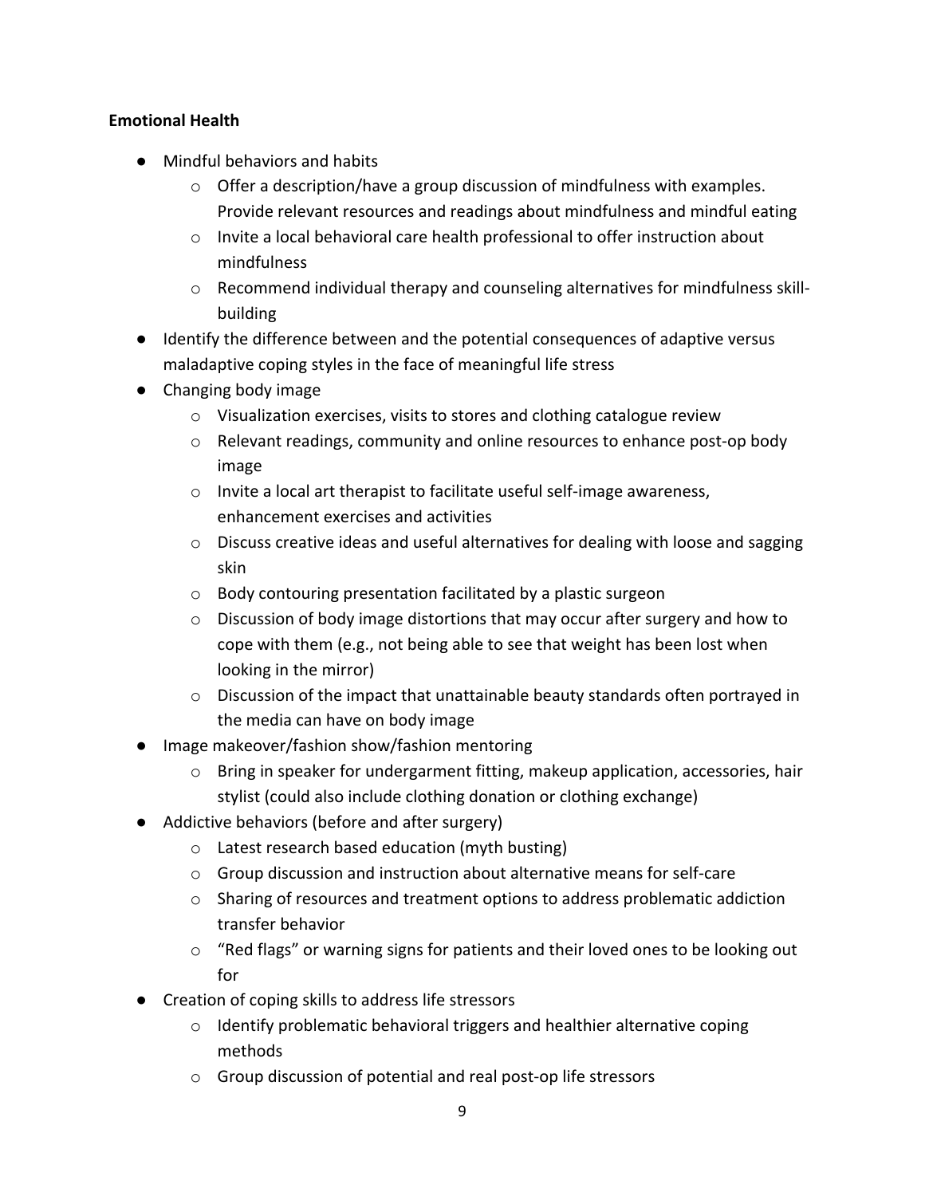**Emotional Health**

- Mindful behaviors and habits
  - Offer a description/have a group discussion of mindfulness with examples. Provide relevant resources and readings about mindfulness and mindful eating
  - Invite a local behavioral care health professional to offer instruction about mindfulness
  - Recommend individual therapy and counseling alternatives for mindfulness skill-building
- Identify the difference between and the potential consequences of adaptive versus maladaptive coping styles in the face of meaningful life stress
- Changing body image
  - Visualization exercises, visits to stores and clothing catalogue review
  - Relevant readings, community and online resources to enhance post-op body image
  - Invite a local art therapist to facilitate useful self-image awareness, enhancement exercises and activities
  - Discuss creative ideas and useful alternatives for dealing with loose and sagging skin
  - Body contouring presentation facilitated by a plastic surgeon
  - Discussion of body image distortions that may occur after surgery and how to cope with them (e.g., not being able to see that weight has been lost when looking in the mirror)
  - Discussion of the impact that unattainable beauty standards often portrayed in the media can have on body image
- Image makeover/fashion show/fashion mentoring
  - Bring in speaker for undergarment fitting, makeup application, accessories, hair stylist (could also include clothing donation or clothing exchange)
- Addictive behaviors (before and after surgery)
  - Latest research based education (myth busting)
  - Group discussion and instruction about alternative means for self-care
  - Sharing of resources and treatment options to address problematic addiction transfer behavior
  - "Red flags" or warning signs for patients and their loved ones to be looking out for
- Creation of coping skills to address life stressors
  - Identify problematic behavioral triggers and healthier alternative coping methods
  - Group discussion of potential and real post-op life stressors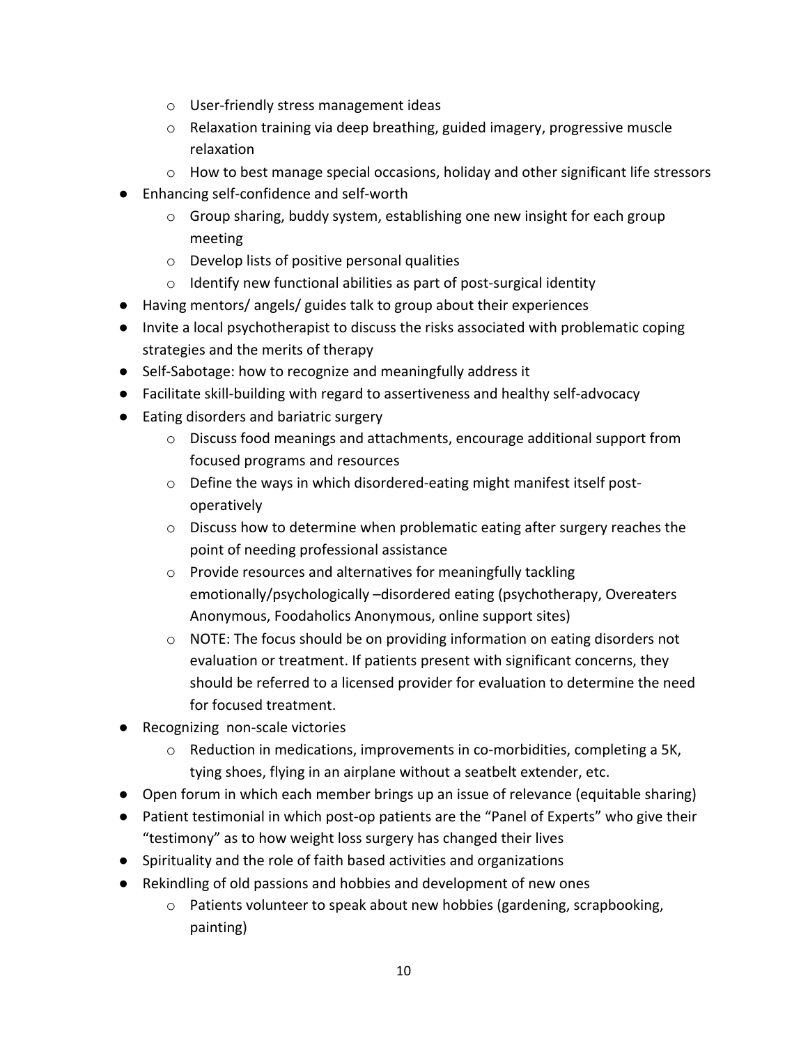- User-friendly stress management ideas
    - Relaxation training via deep breathing, guided imagery, progressive muscle relaxation
    - How to best manage special occasions, holiday and other significant life stressors
- Enhancing self-confidence and self-worth
    - Group sharing, buddy system, establishing one new insight for each group meeting
    - Develop lists of positive personal qualities
    - Identify new functional abilities as part of post-surgical identity
- Having mentors/ angels/ guides talk to group about their experiences
- Invite a local psychotherapist to discuss the risks associated with problematic coping strategies and the merits of therapy
- Self-Sabotage: how to recognize and meaningfully address it
- Facilitate skill-building with regard to assertiveness and healthy self-advocacy
- Eating disorders and bariatric surgery
    - Discuss food meanings and attachments, encourage additional support from focused programs and resources
    - Define the ways in which disordered-eating might manifest itself post-operatively
    - Discuss how to determine when problematic eating after surgery reaches the point of needing professional assistance
    - Provide resources and alternatives for meaningfully tackling emotionally/psychologically –disordered eating (psychotherapy, Overeaters Anonymous, Foodaholics Anonymous, online support sites)
    - NOTE: The focus should be on providing information on eating disorders not evaluation or treatment. If patients present with significant concerns, they should be referred to a licensed provider for evaluation to determine the need for focused treatment.
- Recognizing non-scale victories
    - Reduction in medications, improvements in co-morbidities, completing a 5K, tying shoes, flying in an airplane without a seatbelt extender, etc.
- Open forum in which each member brings up an issue of relevance (equitable sharing)
- Patient testimonial in which post-op patients are the "Panel of Experts" who give their "testimony" as to how weight loss surgery has changed their lives
- Spirituality and the role of faith based activities and organizations
- Rekindling of old passions and hobbies and development of new ones
    - Patients volunteer to speak about new hobbies (gardening, scrapbooking, painting)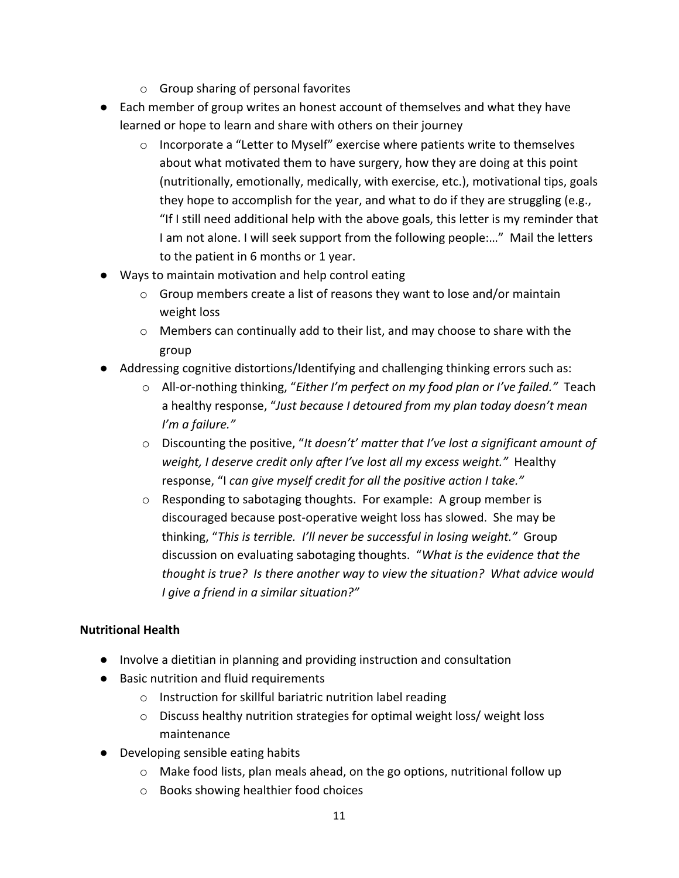- Group sharing of personal favorites
- Each member of group writes an honest account of themselves and what they have learned or hope to learn and share with others on their journey
  - Incorporate a "Letter to Myself" exercise where patients write to themselves about what motivated them to have surgery, how they are doing at this point (nutritionally, emotionally, medically, with exercise, etc.), motivational tips, goals they hope to accomplish for the year, and what to do if they are struggling (e.g., "If I still need additional help with the above goals, this letter is my reminder that I am not alone. I will seek support from the following people:…" Mail the letters to the patient in 6 months or 1 year.
- Ways to maintain motivation and help control eating
  - Group members create a list of reasons they want to lose and/or maintain weight loss
  - Members can continually add to their list, and may choose to share with the group
- Addressing cognitive distortions/Identifying and challenging thinking errors such as:
  - All-or-nothing thinking, "*Either I'm perfect on my food plan or I've failed.*" Teach a healthy response, "*Just because I detoured from my plan today doesn't mean I'm a failure.*"
  - Discounting the positive, "*It doesn't' matter that I've lost a significant amount of weight, I deserve credit only after I've lost all my excess weight.*" Healthy response, "I *can give myself credit for all the positive action I take.*"
  - Responding to sabotaging thoughts. For example: A group member is discouraged because post-operative weight loss has slowed. She may be thinking, "*This is terrible. I'll never be successful in losing weight.*" Group discussion on evaluating sabotaging thoughts. "*What is the evidence that the thought is true? Is there another way to view the situation? What advice would I give a friend in a similar situation?*"

**Nutritional Health**

- Involve a dietitian in planning and providing instruction and consultation
- Basic nutrition and fluid requirements
  - Instruction for skillful bariatric nutrition label reading
  - Discuss healthy nutrition strategies for optimal weight loss/ weight loss maintenance
- Developing sensible eating habits
  - Make food lists, plan meals ahead, on the go options, nutritional follow up
  - Books showing healthier food choices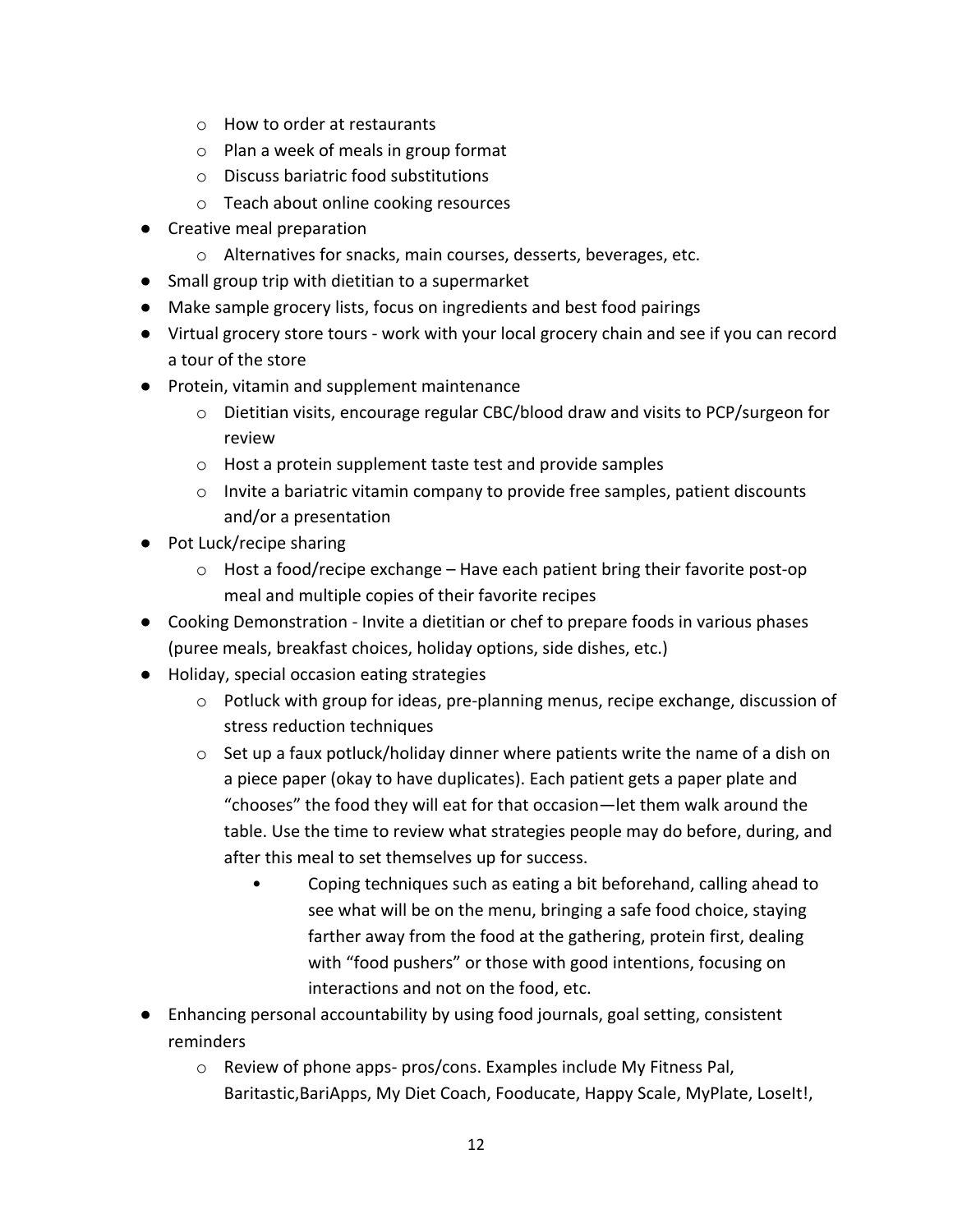- How to order at restaurants
  - Plan a week of meals in group format
  - Discuss bariatric food substitutions
  - Teach about online cooking resources
- Creative meal preparation
  - Alternatives for snacks, main courses, desserts, beverages, etc.
- Small group trip with dietitian to a supermarket
- Make sample grocery lists, focus on ingredients and best food pairings
- Virtual grocery store tours - work with your local grocery chain and see if you can record a tour of the store
- Protein, vitamin and supplement maintenance
  - Dietitian visits, encourage regular CBC/blood draw and visits to PCP/surgeon for review
  - Host a protein supplement taste test and provide samples
  - Invite a bariatric vitamin company to provide free samples, patient discounts and/or a presentation
- Pot Luck/recipe sharing
  - Host a food/recipe exchange – Have each patient bring their favorite post-op meal and multiple copies of their favorite recipes
- Cooking Demonstration - Invite a dietitian or chef to prepare foods in various phases (puree meals, breakfast choices, holiday options, side dishes, etc.)
- Holiday, special occasion eating strategies
  - Potluck with group for ideas, pre-planning menus, recipe exchange, discussion of stress reduction techniques
  - Set up a faux potluck/holiday dinner where patients write the name of a dish on a piece paper (okay to have duplicates). Each patient gets a paper plate and "chooses" the food they will eat for that occasion—let them walk around the table. Use the time to review what strategies people may do before, during, and after this meal to set themselves up for success.
    - Coping techniques such as eating a bit beforehand, calling ahead to see what will be on the menu, bringing a safe food choice, staying farther away from the food at the gathering, protein first, dealing with "food pushers" or those with good intentions, focusing on interactions and not on the food, etc.
- Enhancing personal accountability by using food journals, goal setting, consistent reminders
  - Review of phone apps- pros/cons. Examples include My Fitness Pal, Baritastic,BariApps, My Diet Coach, Fooducate, Happy Scale, MyPlate, LoseIt!,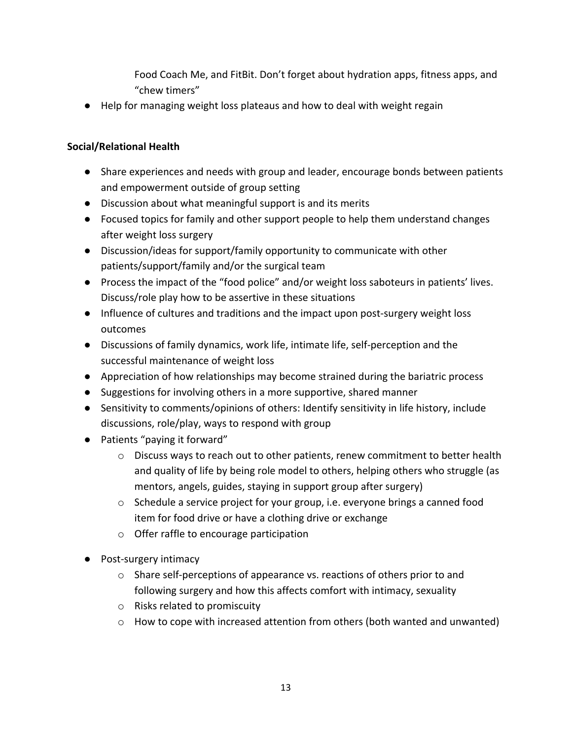Food Coach Me, and FitBit. Don't forget about hydration apps, fitness apps, and "chew timers"

- Help for managing weight loss plateaus and how to deal with weight regain

**Social/Relational Health**

- Share experiences and needs with group and leader, encourage bonds between patients and empowerment outside of group setting
- Discussion about what meaningful support is and its merits
- Focused topics for family and other support people to help them understand changes after weight loss surgery
- Discussion/ideas for support/family opportunity to communicate with other patients/support/family and/or the surgical team
- Process the impact of the "food police" and/or weight loss saboteurs in patients' lives. Discuss/role play how to be assertive in these situations
- Influence of cultures and traditions and the impact upon post-surgery weight loss outcomes
- Discussions of family dynamics, work life, intimate life, self-perception and the successful maintenance of weight loss
- Appreciation of how relationships may become strained during the bariatric process
- Suggestions for involving others in a more supportive, shared manner
- Sensitivity to comments/opinions of others: Identify sensitivity in life history, include discussions, role/play, ways to respond with group
- Patients "paying it forward"
    - Discuss ways to reach out to other patients, renew commitment to better health and quality of life by being role model to others, helping others who struggle (as mentors, angels, guides, staying in support group after surgery)
    - Schedule a service project for your group, i.e. everyone brings a canned food item for food drive or have a clothing drive or exchange
    - Offer raffle to encourage participation
- Post-surgery intimacy
    - Share self-perceptions of appearance vs. reactions of others prior to and following surgery and how this affects comfort with intimacy, sexuality
    - Risks related to promiscuity
    - How to cope with increased attention from others (both wanted and unwanted)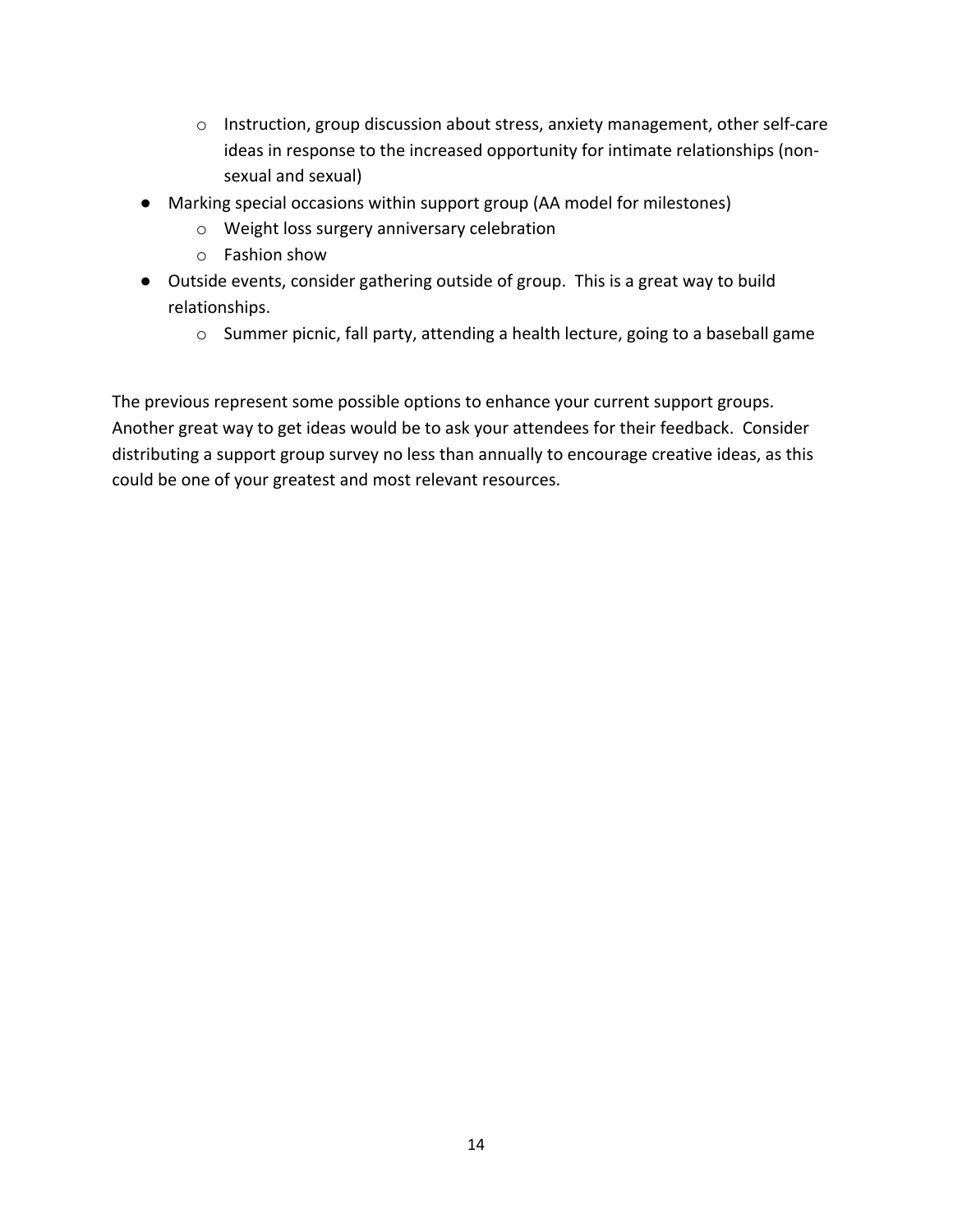- Instruction, group discussion about stress, anxiety management, other self-care ideas in response to the increased opportunity for intimate relationships (non-sexual and sexual)
- Marking special occasions within support group (AA model for milestones)
    - Weight loss surgery anniversary celebration
    - Fashion show
- Outside events, consider gathering outside of group. This is a great way to build relationships.
    - Summer picnic, fall party, attending a health lecture, going to a baseball game

The previous represent some possible options to enhance your current support groups. Another great way to get ideas would be to ask your attendees for their feedback. Consider distributing a support group survey no less than annually to encourage creative ideas, as this could be one of your greatest and most relevant resources.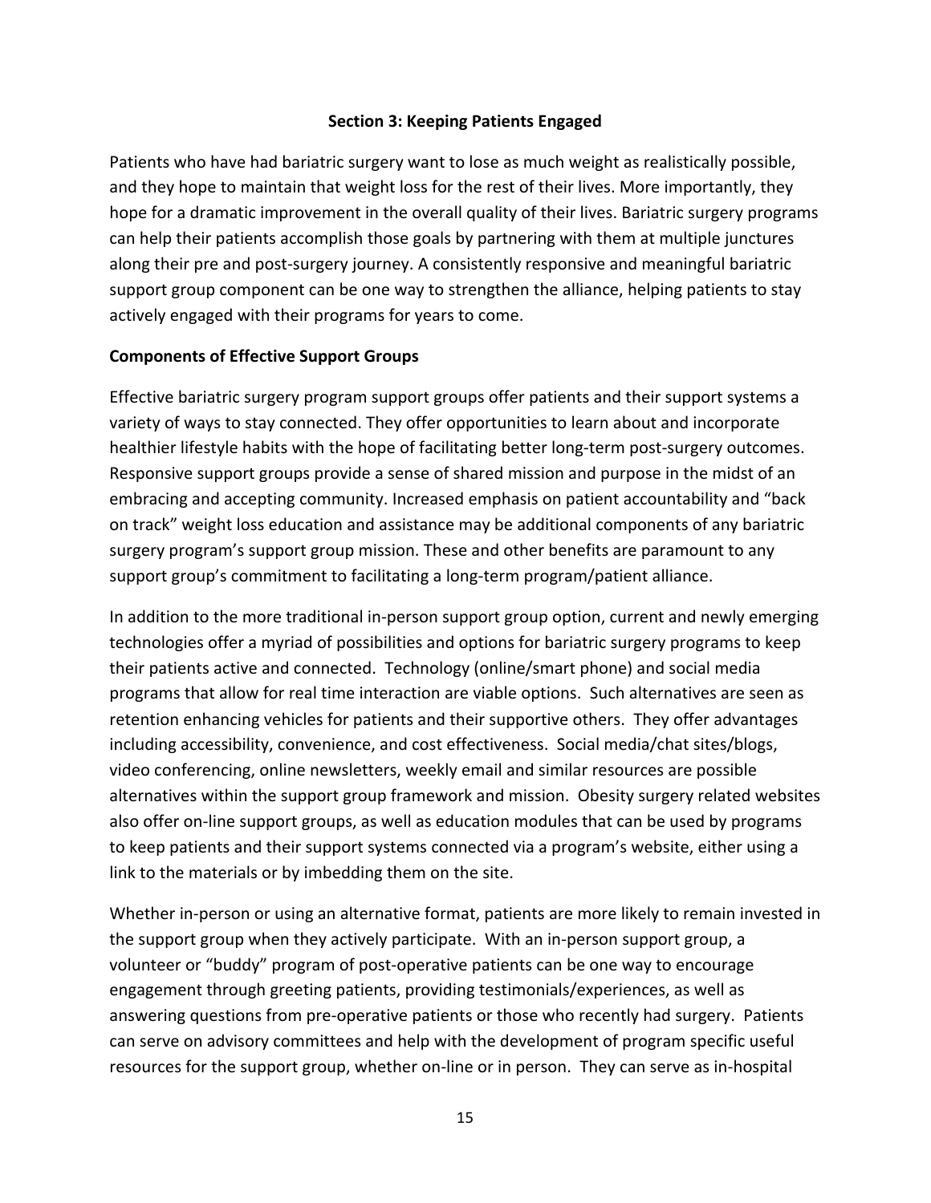## Section 3: Keeping Patients Engaged

Patients who have had bariatric surgery want to lose as much weight as realistically possible, and they hope to maintain that weight loss for the rest of their lives. More importantly, they hope for a dramatic improvement in the overall quality of their lives. Bariatric surgery programs can help their patients accomplish those goals by partnering with them at multiple junctures along their pre and post-surgery journey. A consistently responsive and meaningful bariatric support group component can be one way to strengthen the alliance, helping patients to stay actively engaged with their programs for years to come.

### Components of Effective Support Groups

Effective bariatric surgery program support groups offer patients and their support systems a variety of ways to stay connected. They offer opportunities to learn about and incorporate healthier lifestyle habits with the hope of facilitating better long-term post-surgery outcomes. Responsive support groups provide a sense of shared mission and purpose in the midst of an embracing and accepting community. Increased emphasis on patient accountability and "back on track" weight loss education and assistance may be additional components of any bariatric surgery program's support group mission. These and other benefits are paramount to any support group's commitment to facilitating a long-term program/patient alliance.

In addition to the more traditional in-person support group option, current and newly emerging technologies offer a myriad of possibilities and options for bariatric surgery programs to keep their patients active and connected. Technology (online/smart phone) and social media programs that allow for real time interaction are viable options. Such alternatives are seen as retention enhancing vehicles for patients and their supportive others. They offer advantages including accessibility, convenience, and cost effectiveness. Social media/chat sites/blogs, video conferencing, online newsletters, weekly email and similar resources are possible alternatives within the support group framework and mission. Obesity surgery related websites also offer on-line support groups, as well as education modules that can be used by programs to keep patients and their support systems connected via a program's website, either using a link to the materials or by imbedding them on the site.

Whether in-person or using an alternative format, patients are more likely to remain invested in the support group when they actively participate. With an in-person support group, a volunteer or "buddy" program of post-operative patients can be one way to encourage engagement through greeting patients, providing testimonials/experiences, as well as answering questions from pre-operative patients or those who recently had surgery. Patients can serve on advisory committees and help with the development of program specific useful resources for the support group, whether on-line or in person. They can serve as in-hospital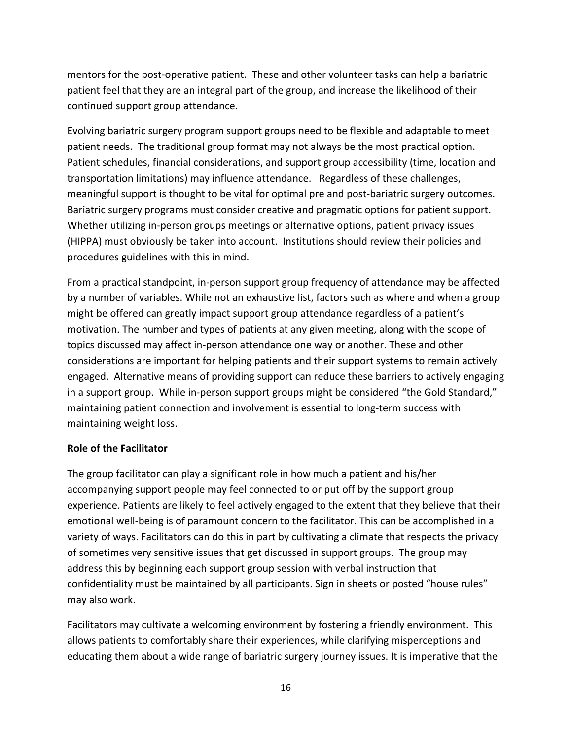mentors for the post-operative patient. These and other volunteer tasks can help a bariatric patient feel that they are an integral part of the group, and increase the likelihood of their continued support group attendance.

Evolving bariatric surgery program support groups need to be flexible and adaptable to meet patient needs. The traditional group format may not always be the most practical option. Patient schedules, financial considerations, and support group accessibility (time, location and transportation limitations) may influence attendance. Regardless of these challenges, meaningful support is thought to be vital for optimal pre and post-bariatric surgery outcomes. Bariatric surgery programs must consider creative and pragmatic options for patient support. Whether utilizing in-person groups meetings or alternative options, patient privacy issues (HIPPA) must obviously be taken into account. Institutions should review their policies and procedures guidelines with this in mind.

From a practical standpoint, in-person support group frequency of attendance may be affected by a number of variables. While not an exhaustive list, factors such as where and when a group might be offered can greatly impact support group attendance regardless of a patient's motivation. The number and types of patients at any given meeting, along with the scope of topics discussed may affect in-person attendance one way or another. These and other considerations are important for helping patients and their support systems to remain actively engaged. Alternative means of providing support can reduce these barriers to actively engaging in a support group. While in-person support groups might be considered "the Gold Standard," maintaining patient connection and involvement is essential to long-term success with maintaining weight loss.

**Role of the Facilitator**

The group facilitator can play a significant role in how much a patient and his/her accompanying support people may feel connected to or put off by the support group experience. Patients are likely to feel actively engaged to the extent that they believe that their emotional well-being is of paramount concern to the facilitator. This can be accomplished in a variety of ways. Facilitators can do this in part by cultivating a climate that respects the privacy of sometimes very sensitive issues that get discussed in support groups. The group may address this by beginning each support group session with verbal instruction that confidentiality must be maintained by all participants. Sign in sheets or posted "house rules" may also work.

Facilitators may cultivate a welcoming environment by fostering a friendly environment. This allows patients to comfortably share their experiences, while clarifying misperceptions and educating them about a wide range of bariatric surgery journey issues. It is imperative that the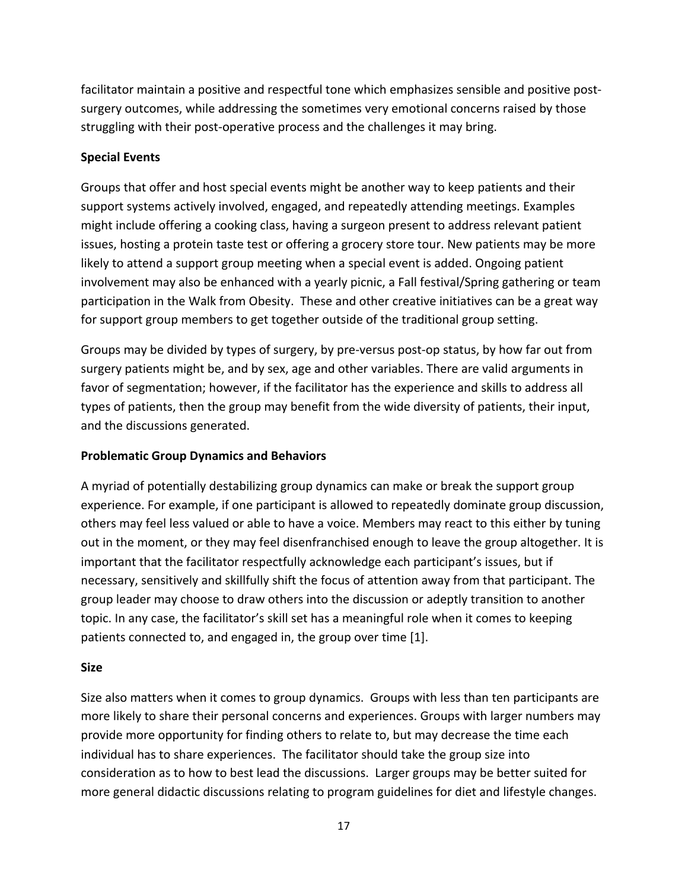facilitator maintain a positive and respectful tone which emphasizes sensible and positive post-surgery outcomes, while addressing the sometimes very emotional concerns raised by those struggling with their post-operative process and the challenges it may bring.

**Special Events**

Groups that offer and host special events might be another way to keep patients and their support systems actively involved, engaged, and repeatedly attending meetings. Examples might include offering a cooking class, having a surgeon present to address relevant patient issues, hosting a protein taste test or offering a grocery store tour. New patients may be more likely to attend a support group meeting when a special event is added. Ongoing patient involvement may also be enhanced with a yearly picnic, a Fall festival/Spring gathering or team participation in the Walk from Obesity. These and other creative initiatives can be a great way for support group members to get together outside of the traditional group setting.

Groups may be divided by types of surgery, by pre-versus post-op status, by how far out from surgery patients might be, and by sex, age and other variables. There are valid arguments in favor of segmentation; however, if the facilitator has the experience and skills to address all types of patients, then the group may benefit from the wide diversity of patients, their input, and the discussions generated.

**Problematic Group Dynamics and Behaviors**

A myriad of potentially destabilizing group dynamics can make or break the support group experience. For example, if one participant is allowed to repeatedly dominate group discussion, others may feel less valued or able to have a voice. Members may react to this either by tuning out in the moment, or they may feel disenfranchised enough to leave the group altogether. It is important that the facilitator respectfully acknowledge each participant's issues, but if necessary, sensitively and skillfully shift the focus of attention away from that participant. The group leader may choose to draw others into the discussion or adeptly transition to another topic. In any case, the facilitator's skill set has a meaningful role when it comes to keeping patients connected to, and engaged in, the group over time [1].

**Size**

Size also matters when it comes to group dynamics. Groups with less than ten participants are more likely to share their personal concerns and experiences. Groups with larger numbers may provide more opportunity for finding others to relate to, but may decrease the time each individual has to share experiences. The facilitator should take the group size into consideration as to how to best lead the discussions. Larger groups may be better suited for more general didactic discussions relating to program guidelines for diet and lifestyle changes.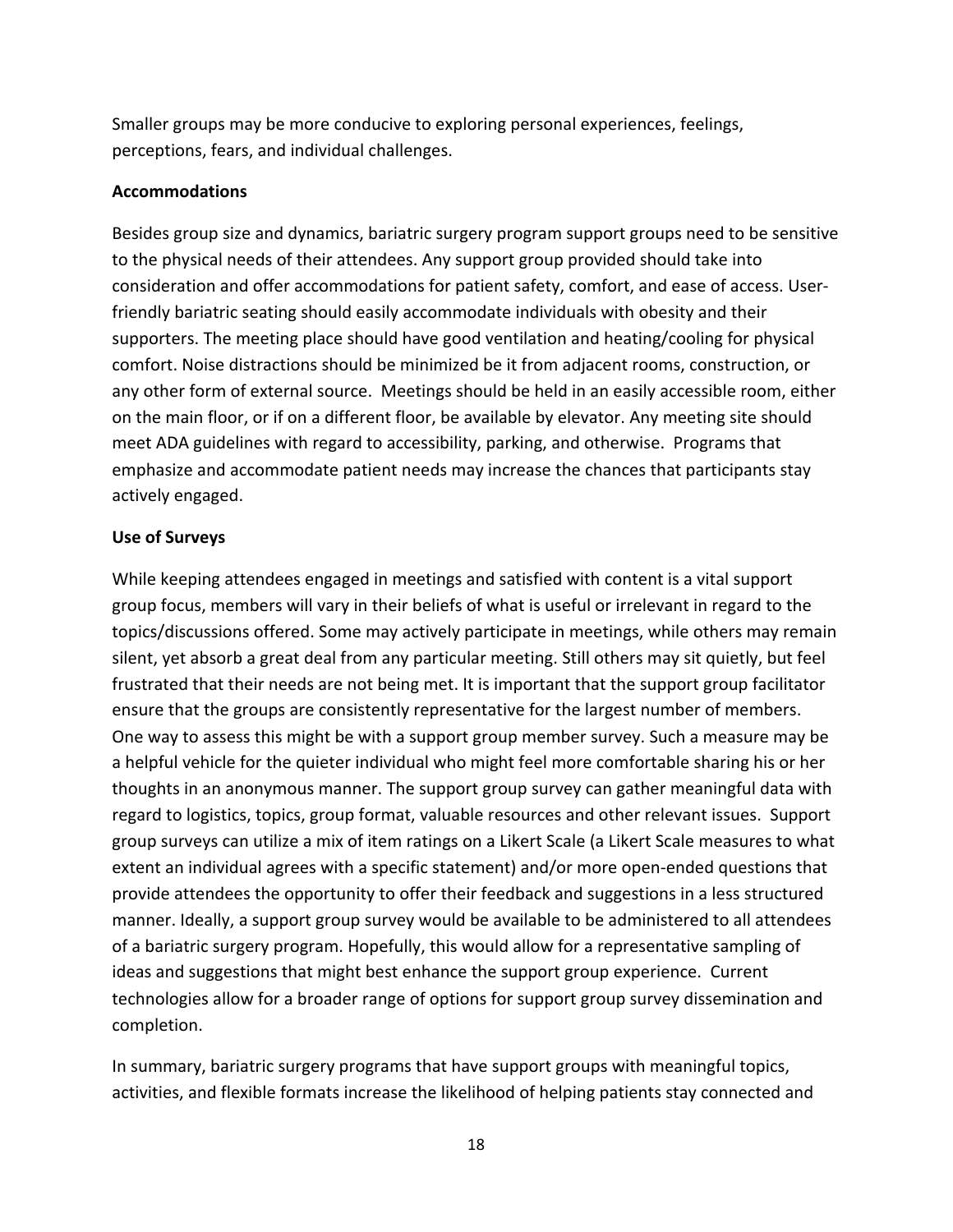Smaller groups may be more conducive to exploring personal experiences, feelings, perceptions, fears, and individual challenges.

**Accommodations**

Besides group size and dynamics, bariatric surgery program support groups need to be sensitive to the physical needs of their attendees. Any support group provided should take into consideration and offer accommodations for patient safety, comfort, and ease of access. User-friendly bariatric seating should easily accommodate individuals with obesity and their supporters. The meeting place should have good ventilation and heating/cooling for physical comfort. Noise distractions should be minimized be it from adjacent rooms, construction, or any other form of external source. Meetings should be held in an easily accessible room, either on the main floor, or if on a different floor, be available by elevator. Any meeting site should meet ADA guidelines with regard to accessibility, parking, and otherwise. Programs that emphasize and accommodate patient needs may increase the chances that participants stay actively engaged.

**Use of Surveys**

While keeping attendees engaged in meetings and satisfied with content is a vital support group focus, members will vary in their beliefs of what is useful or irrelevant in regard to the topics/discussions offered. Some may actively participate in meetings, while others may remain silent, yet absorb a great deal from any particular meeting. Still others may sit quietly, but feel frustrated that their needs are not being met. It is important that the support group facilitator ensure that the groups are consistently representative for the largest number of members. One way to assess this might be with a support group member survey. Such a measure may be a helpful vehicle for the quieter individual who might feel more comfortable sharing his or her thoughts in an anonymous manner. The support group survey can gather meaningful data with regard to logistics, topics, group format, valuable resources and other relevant issues. Support group surveys can utilize a mix of item ratings on a Likert Scale (a Likert Scale measures to what extent an individual agrees with a specific statement) and/or more open-ended questions that provide attendees the opportunity to offer their feedback and suggestions in a less structured manner. Ideally, a support group survey would be available to be administered to all attendees of a bariatric surgery program. Hopefully, this would allow for a representative sampling of ideas and suggestions that might best enhance the support group experience. Current technologies allow for a broader range of options for support group survey dissemination and completion.

In summary, bariatric surgery programs that have support groups with meaningful topics, activities, and flexible formats increase the likelihood of helping patients stay connected and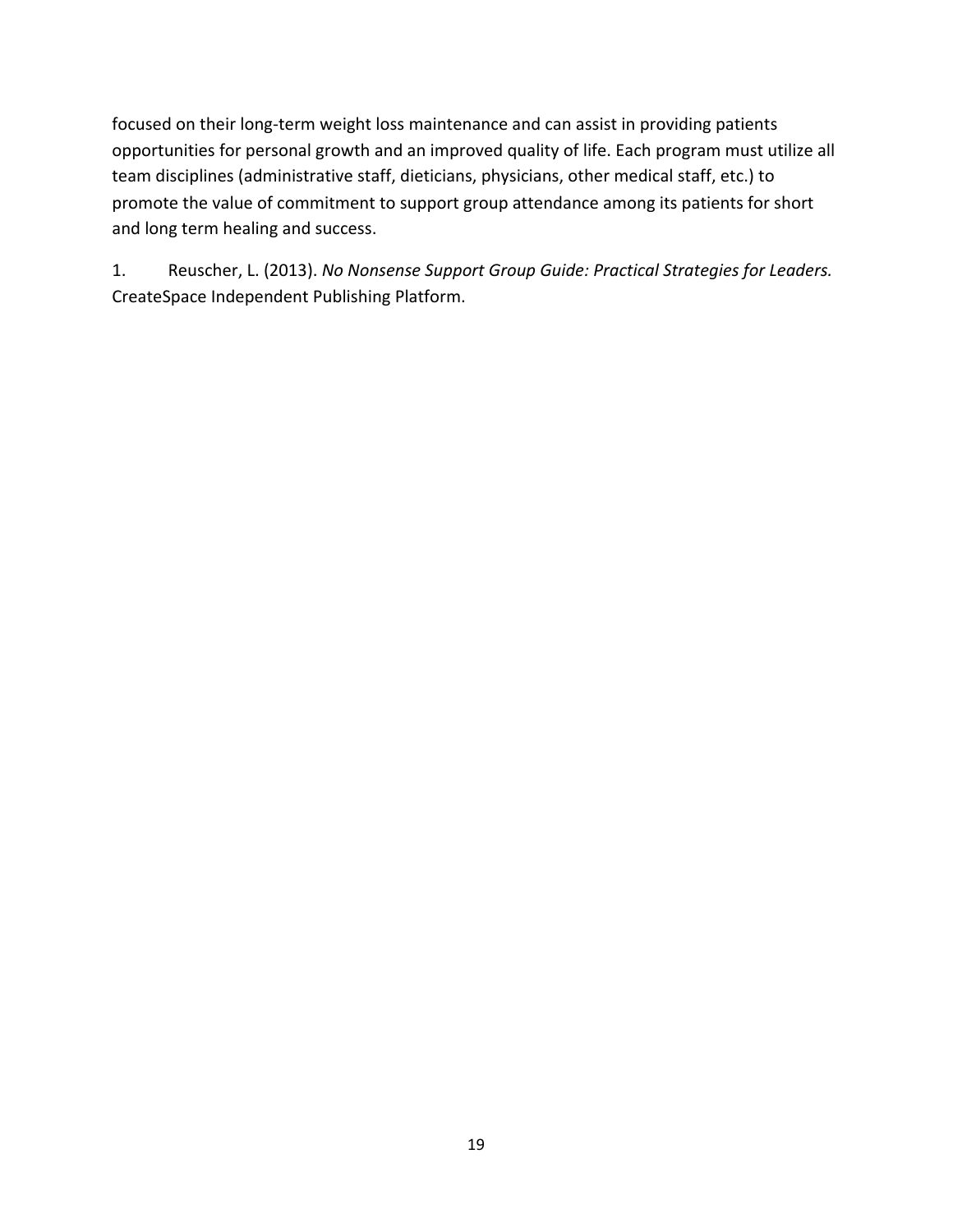focused on their long-term weight loss maintenance and can assist in providing patients opportunities for personal growth and an improved quality of life. Each program must utilize all team disciplines (administrative staff, dieticians, physicians, other medical staff, etc.) to promote the value of commitment to support group attendance among its patients for short and long term healing and success.

1. Reuscher, L. (2013). *No Nonsense Support Group Guide: Practical Strategies for Leaders.* CreateSpace Independent Publishing Platform.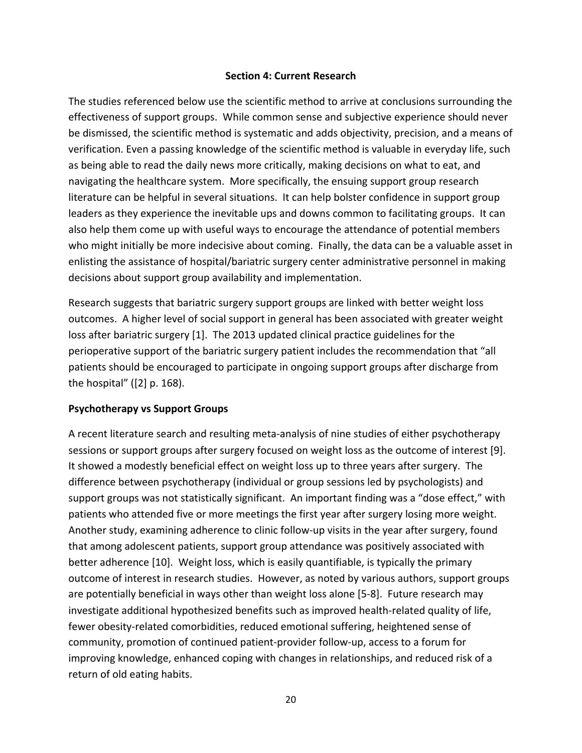## Section 4: Current Research

The studies referenced below use the scientific method to arrive at conclusions surrounding the effectiveness of support groups. While common sense and subjective experience should never be dismissed, the scientific method is systematic and adds objectivity, precision, and a means of verification. Even a passing knowledge of the scientific method is valuable in everyday life, such as being able to read the daily news more critically, making decisions on what to eat, and navigating the healthcare system. More specifically, the ensuing support group research literature can be helpful in several situations. It can help bolster confidence in support group leaders as they experience the inevitable ups and downs common to facilitating groups. It can also help them come up with useful ways to encourage the attendance of potential members who might initially be more indecisive about coming. Finally, the data can be a valuable asset in enlisting the assistance of hospital/bariatric surgery center administrative personnel in making decisions about support group availability and implementation.

Research suggests that bariatric surgery support groups are linked with better weight loss outcomes. A higher level of social support in general has been associated with greater weight loss after bariatric surgery [1]. The 2013 updated clinical practice guidelines for the perioperative support of the bariatric surgery patient includes the recommendation that "all patients should be encouraged to participate in ongoing support groups after discharge from the hospital" ([2] p. 168).

### Psychotherapy vs Support Groups

A recent literature search and resulting meta-analysis of nine studies of either psychotherapy sessions or support groups after surgery focused on weight loss as the outcome of interest [9]. It showed a modestly beneficial effect on weight loss up to three years after surgery. The difference between psychotherapy (individual or group sessions led by psychologists) and support groups was not statistically significant. An important finding was a "dose effect," with patients who attended five or more meetings the first year after surgery losing more weight. Another study, examining adherence to clinic follow-up visits in the year after surgery, found that among adolescent patients, support group attendance was positively associated with better adherence [10]. Weight loss, which is easily quantifiable, is typically the primary outcome of interest in research studies. However, as noted by various authors, support groups are potentially beneficial in ways other than weight loss alone [5-8]. Future research may investigate additional hypothesized benefits such as improved health-related quality of life, fewer obesity-related comorbidities, reduced emotional suffering, heightened sense of community, promotion of continued patient-provider follow-up, access to a forum for improving knowledge, enhanced coping with changes in relationships, and reduced risk of a return of old eating habits.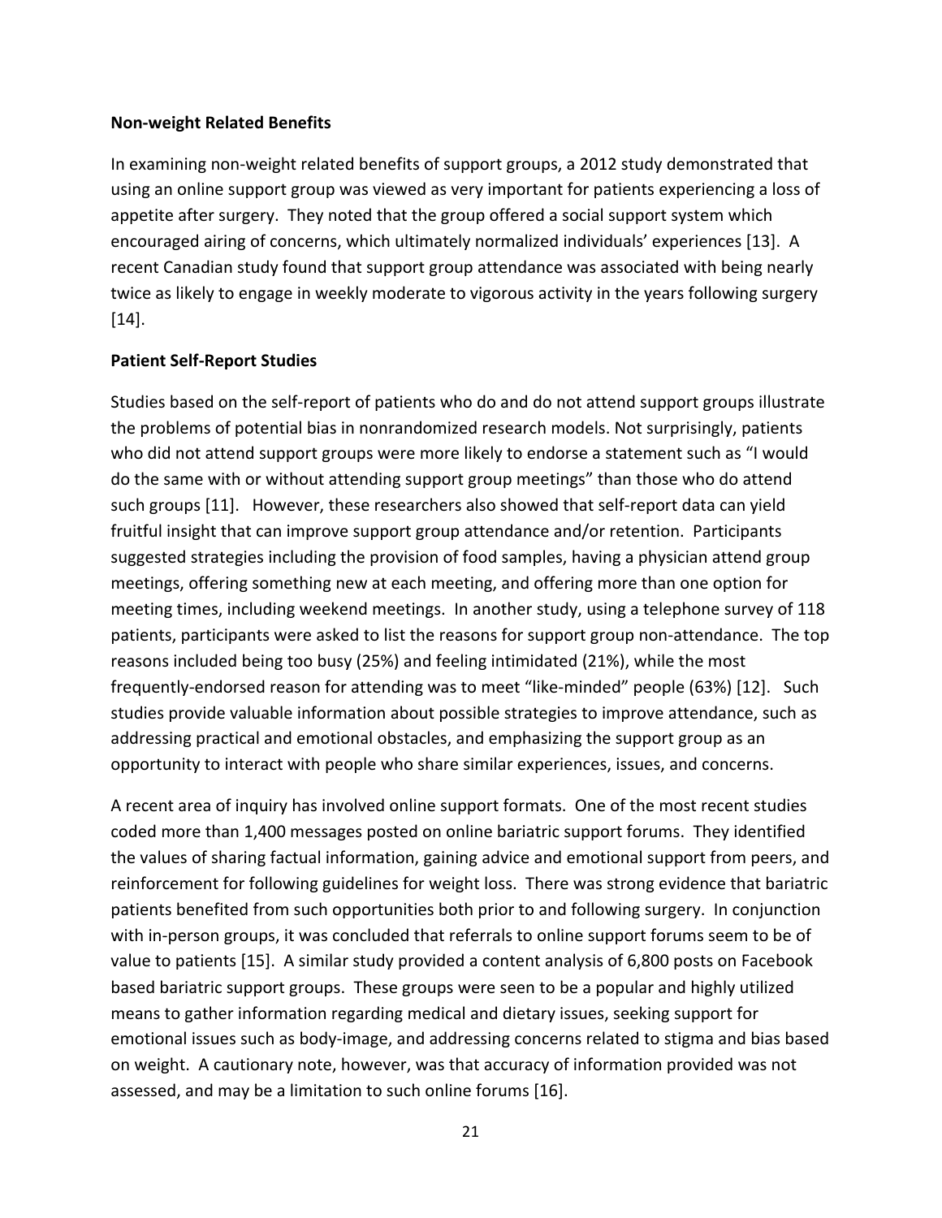**Non-weight Related Benefits**

In examining non-weight related benefits of support groups, a 2012 study demonstrated that using an online support group was viewed as very important for patients experiencing a loss of appetite after surgery. They noted that the group offered a social support system which encouraged airing of concerns, which ultimately normalized individuals' experiences [13]. A recent Canadian study found that support group attendance was associated with being nearly twice as likely to engage in weekly moderate to vigorous activity in the years following surgery [14].

**Patient Self-Report Studies**

Studies based on the self-report of patients who do and do not attend support groups illustrate the problems of potential bias in nonrandomized research models. Not surprisingly, patients who did not attend support groups were more likely to endorse a statement such as "I would do the same with or without attending support group meetings" than those who do attend such groups [11]. However, these researchers also showed that self-report data can yield fruitful insight that can improve support group attendance and/or retention. Participants suggested strategies including the provision of food samples, having a physician attend group meetings, offering something new at each meeting, and offering more than one option for meeting times, including weekend meetings. In another study, using a telephone survey of 118 patients, participants were asked to list the reasons for support group non-attendance. The top reasons included being too busy (25%) and feeling intimidated (21%), while the most frequently-endorsed reason for attending was to meet "like-minded" people (63%) [12]. Such studies provide valuable information about possible strategies to improve attendance, such as addressing practical and emotional obstacles, and emphasizing the support group as an opportunity to interact with people who share similar experiences, issues, and concerns.

A recent area of inquiry has involved online support formats. One of the most recent studies coded more than 1,400 messages posted on online bariatric support forums. They identified the values of sharing factual information, gaining advice and emotional support from peers, and reinforcement for following guidelines for weight loss. There was strong evidence that bariatric patients benefited from such opportunities both prior to and following surgery. In conjunction with in-person groups, it was concluded that referrals to online support forums seem to be of value to patients [15]. A similar study provided a content analysis of 6,800 posts on Facebook based bariatric support groups. These groups were seen to be a popular and highly utilized means to gather information regarding medical and dietary issues, seeking support for emotional issues such as body-image, and addressing concerns related to stigma and bias based on weight. A cautionary note, however, was that accuracy of information provided was not assessed, and may be a limitation to such online forums [16].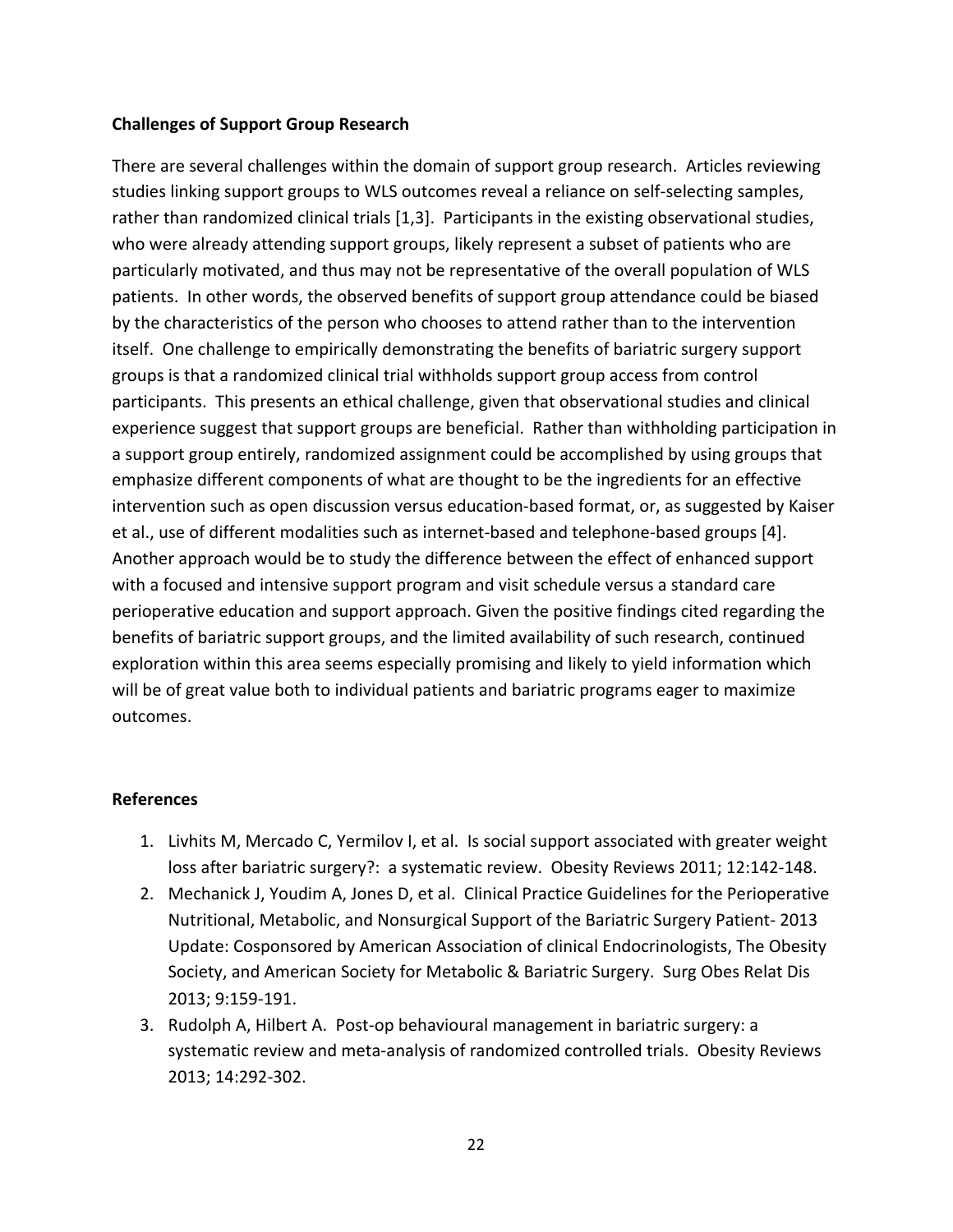### Challenges of Support Group Research

There are several challenges within the domain of support group research. Articles reviewing studies linking support groups to WLS outcomes reveal a reliance on self-selecting samples, rather than randomized clinical trials [1,3]. Participants in the existing observational studies, who were already attending support groups, likely represent a subset of patients who are particularly motivated, and thus may not be representative of the overall population of WLS patients. In other words, the observed benefits of support group attendance could be biased by the characteristics of the person who chooses to attend rather than to the intervention itself. One challenge to empirically demonstrating the benefits of bariatric surgery support groups is that a randomized clinical trial withholds support group access from control participants. This presents an ethical challenge, given that observational studies and clinical experience suggest that support groups are beneficial. Rather than withholding participation in a support group entirely, randomized assignment could be accomplished by using groups that emphasize different components of what are thought to be the ingredients for an effective intervention such as open discussion versus education-based format, or, as suggested by Kaiser et al., use of different modalities such as internet-based and telephone-based groups [4]. Another approach would be to study the difference between the effect of enhanced support with a focused and intensive support program and visit schedule versus a standard care perioperative education and support approach. Given the positive findings cited regarding the benefits of bariatric support groups, and the limited availability of such research, continued exploration within this area seems especially promising and likely to yield information which will be of great value both to individual patients and bariatric programs eager to maximize outcomes.

### References

1. Livhits M, Mercado C, Yermilov I, et al. Is social support associated with greater weight loss after bariatric surgery?: a systematic review. Obesity Reviews 2011; 12:142-148.
2. Mechanick J, Youdim A, Jones D, et al. Clinical Practice Guidelines for the Perioperative Nutritional, Metabolic, and Nonsurgical Support of the Bariatric Surgery Patient- 2013 Update: Cosponsored by American Association of clinical Endocrinologists, The Obesity Society, and American Society for Metabolic & Bariatric Surgery. Surg Obes Relat Dis 2013; 9:159-191.
3. Rudolph A, Hilbert A. Post-op behavioural management in bariatric surgery: a systematic review and meta-analysis of randomized controlled trials. Obesity Reviews 2013; 14:292-302.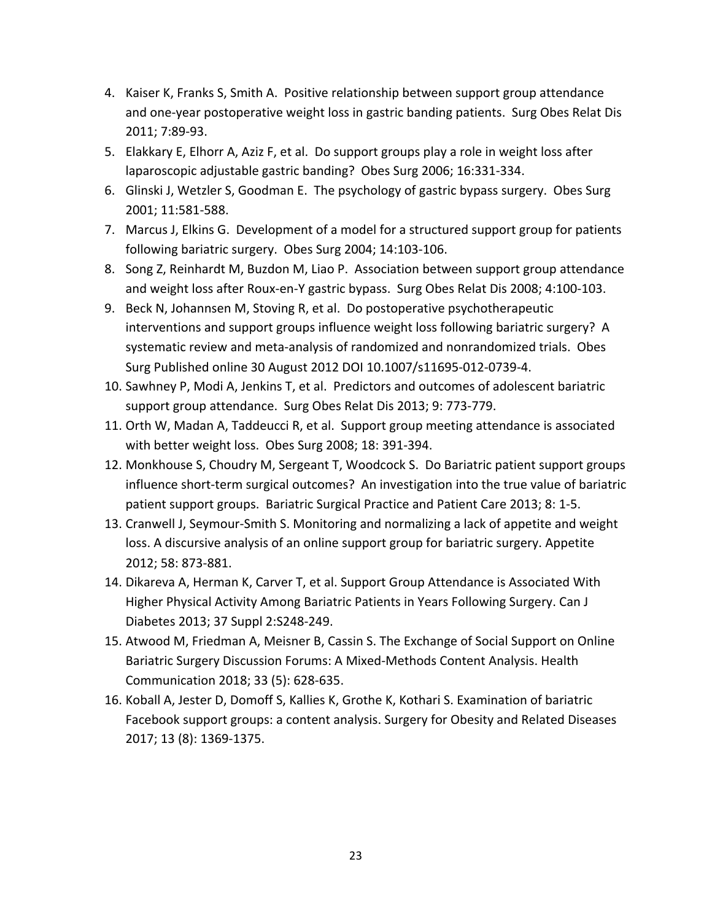4. Kaiser K, Franks S, Smith A. Positive relationship between support group attendance and one-year postoperative weight loss in gastric banding patients. Surg Obes Relat Dis 2011; 7:89-93.
5. Elakkary E, Elhorr A, Aziz F, et al. Do support groups play a role in weight loss after laparoscopic adjustable gastric banding? Obes Surg 2006; 16:331-334.
6. Glinski J, Wetzler S, Goodman E. The psychology of gastric bypass surgery. Obes Surg 2001; 11:581-588.
7. Marcus J, Elkins G. Development of a model for a structured support group for patients following bariatric surgery. Obes Surg 2004; 14:103-106.
8. Song Z, Reinhardt M, Buzdon M, Liao P. Association between support group attendance and weight loss after Roux-en-Y gastric bypass. Surg Obes Relat Dis 2008; 4:100-103.
9. Beck N, Johannsen M, Stoving R, et al. Do postoperative psychotherapeutic interventions and support groups influence weight loss following bariatric surgery? A systematic review and meta-analysis of randomized and nonrandomized trials. Obes Surg Published online 30 August 2012 DOI 10.1007/s11695-012-0739-4.
10. Sawhney P, Modi A, Jenkins T, et al. Predictors and outcomes of adolescent bariatric support group attendance. Surg Obes Relat Dis 2013; 9: 773-779.
11. Orth W, Madan A, Taddeucci R, et al. Support group meeting attendance is associated with better weight loss. Obes Surg 2008; 18: 391-394.
12. Monkhouse S, Choudry M, Sergeant T, Woodcock S. Do Bariatric patient support groups influence short-term surgical outcomes? An investigation into the true value of bariatric patient support groups. Bariatric Surgical Practice and Patient Care 2013; 8: 1-5.
13. Cranwell J, Seymour-Smith S. Monitoring and normalizing a lack of appetite and weight loss. A discursive analysis of an online support group for bariatric surgery. Appetite 2012; 58: 873-881.
14. Dikareva A, Herman K, Carver T, et al. Support Group Attendance is Associated With Higher Physical Activity Among Bariatric Patients in Years Following Surgery. Can J Diabetes 2013; 37 Suppl 2:S248-249.
15. Atwood M, Friedman A, Meisner B, Cassin S. The Exchange of Social Support on Online Bariatric Surgery Discussion Forums: A Mixed-Methods Content Analysis. Health Communication 2018; 33 (5): 628-635.
16. Koball A, Jester D, Domoff S, Kallies K, Grothe K, Kothari S. Examination of bariatric Facebook support groups: a content analysis. Surgery for Obesity and Related Diseases 2017; 13 (8): 1369-1375.